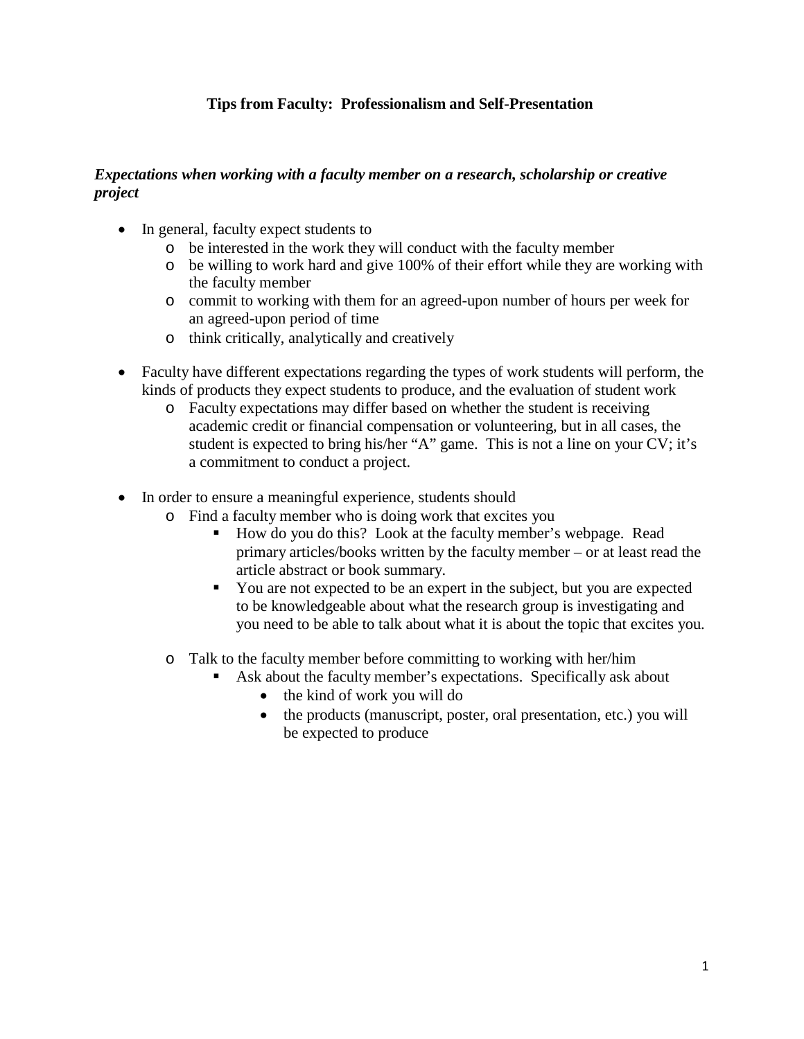# Tips from Faculty: Professionalism and Self-Presentation

### *Expectations when working with a faculty member on a research, scholarship or creative project*

- In general, faculty expect students to
  - be interested in the work they will conduct with the faculty member
  - be willing to work hard and give 100% of their effort while they are working with the faculty member
  - commit to working with them for an agreed-upon number of hours per week for an agreed-upon period of time
  - think critically, analytically and creatively

- Faculty have different expectations regarding the types of work students will perform, the kinds of products they expect students to produce, and the evaluation of student work
  - Faculty expectations may differ based on whether the student is receiving academic credit or financial compensation or volunteering, but in all cases, the student is expected to bring his/her "A" game. This is not a line on your CV; it's a commitment to conduct a project.

- In order to ensure a meaningful experience, students should
  - Find a faculty member who is doing work that excites you
    - How do you do this? Look at the faculty member's webpage. Read primary articles/books written by the faculty member – or at least read the article abstract or book summary.
    - You are not expected to be an expert in the subject, but you are expected to be knowledgeable about what the research group is investigating and you need to be able to talk about what it is about the topic that excites you.

  - Talk to the faculty member before committing to working with her/him
    - Ask about the faculty member's expectations. Specifically ask about
      - the kind of work you will do
      - the products (manuscript, poster, oral presentation, etc.) you will be expected to produce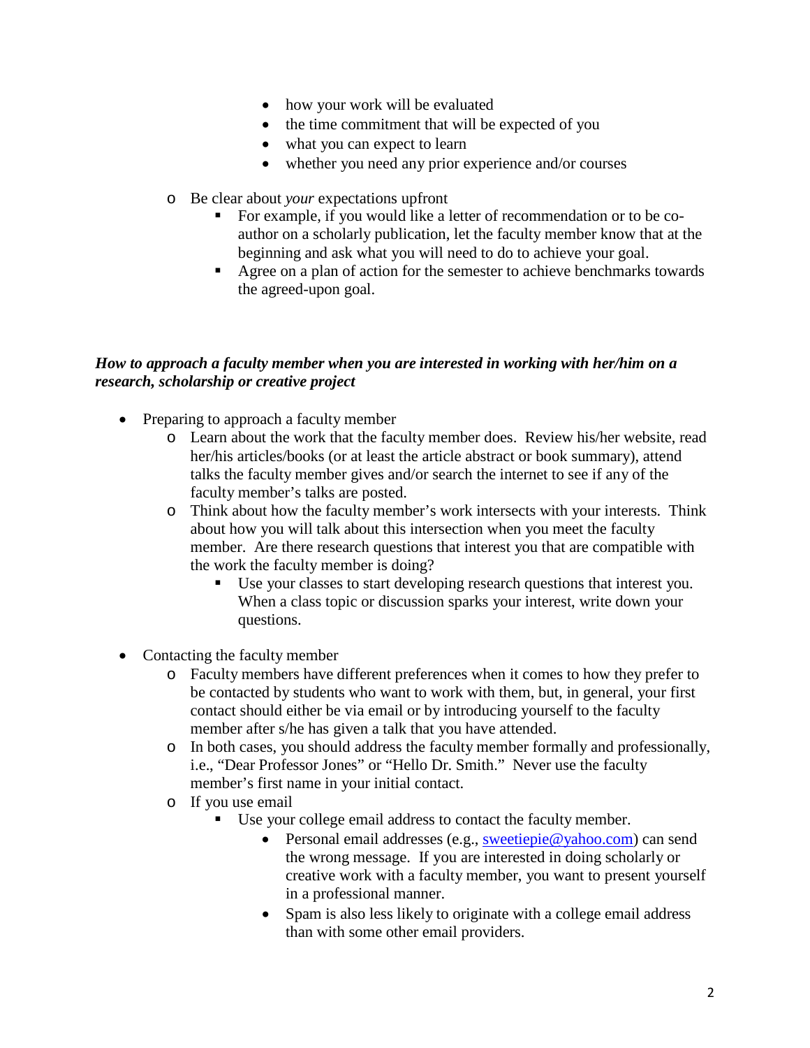- how your work will be evaluated
        - the time commitment that will be expected of you
        - what you can expect to learn
        - whether you need any prior experience and/or courses
    - Be clear about *your* expectations upfront
        - For example, if you would like a letter of recommendation or to be co-author on a scholarly publication, let the faculty member know that at the beginning and ask what you will need to do to achieve your goal.
        - Agree on a plan of action for the semester to achieve benchmarks towards the agreed-upon goal.

***How to approach a faculty member when you are interested in working with her/him on a research, scholarship or creative project***

- Preparing to approach a faculty member
    - Learn about the work that the faculty member does. Review his/her website, read her/his articles/books (or at least the article abstract or book summary), attend talks the faculty member gives and/or search the internet to see if any of the faculty member's talks are posted.
    - Think about how the faculty member's work intersects with your interests. Think about how you will talk about this intersection when you meet the faculty member. Are there research questions that interest you that are compatible with the work the faculty member is doing?
        - Use your classes to start developing research questions that interest you. When a class topic or discussion sparks your interest, write down your questions.
- Contacting the faculty member
    - Faculty members have different preferences when it comes to how they prefer to be contacted by students who want to work with them, but, in general, your first contact should either be via email or by introducing yourself to the faculty member after s/he has given a talk that you have attended.
    - In both cases, you should address the faculty member formally and professionally, i.e., "Dear Professor Jones" or "Hello Dr. Smith." Never use the faculty member's first name in your initial contact.
    - If you use email
        - Use your college email address to contact the faculty member.
            - Personal email addresses (e.g., sweetiepie@yahoo.com) can send the wrong message. If you are interested in doing scholarly or creative work with a faculty member, you want to present yourself in a professional manner.
            - Spam is also less likely to originate with a college email address than with some other email providers.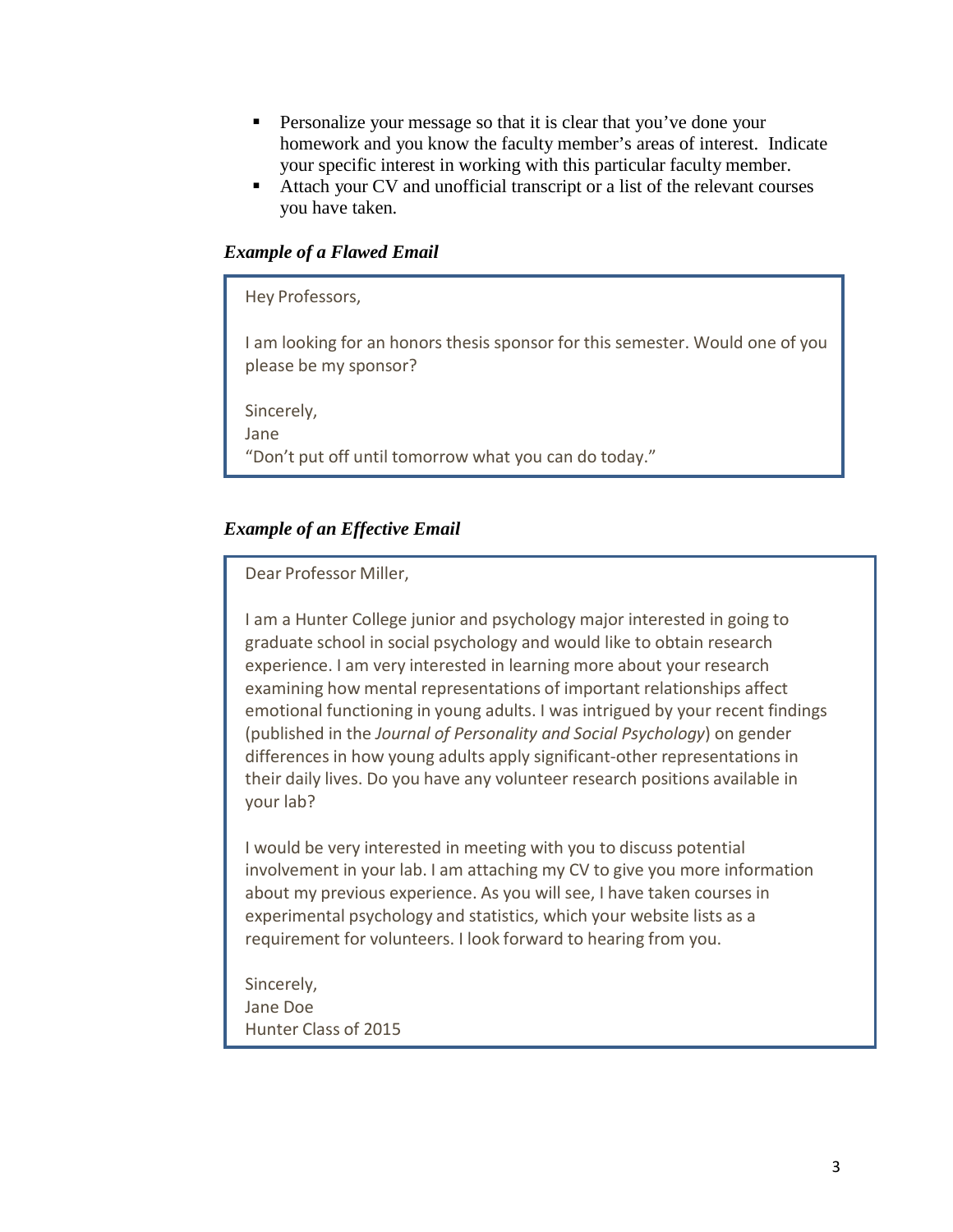- Personalize your message so that it is clear that you've done your homework and you know the faculty member's areas of interest. Indicate your specific interest in working with this particular faculty member.
- Attach your CV and unofficial transcript or a list of the relevant courses you have taken.

### *Example of a Flawed Email*

> Hey Professors,
>
> I am looking for an honors thesis sponsor for this semester. Would one of you please be my sponsor?
>
> Sincerely,
> Jane
> "Don't put off until tomorrow what you can do today."

### *Example of an Effective Email*

> Dear Professor Miller,
>
> I am a Hunter College junior and psychology major interested in going to graduate school in social psychology and would like to obtain research experience. I am very interested in learning more about your research examining how mental representations of important relationships affect emotional functioning in young adults. I was intrigued by your recent findings (published in the *Journal of Personality and Social Psychology*) on gender differences in how young adults apply significant-other representations in their daily lives. Do you have any volunteer research positions available in your lab?
>
> I would be very interested in meeting with you to discuss potential involvement in your lab. I am attaching my CV to give you more information about my previous experience. As you will see, I have taken courses in experimental psychology and statistics, which your website lists as a requirement for volunteers. I look forward to hearing from you.
>
> Sincerely,
> Jane Doe
> Hunter Class of 2015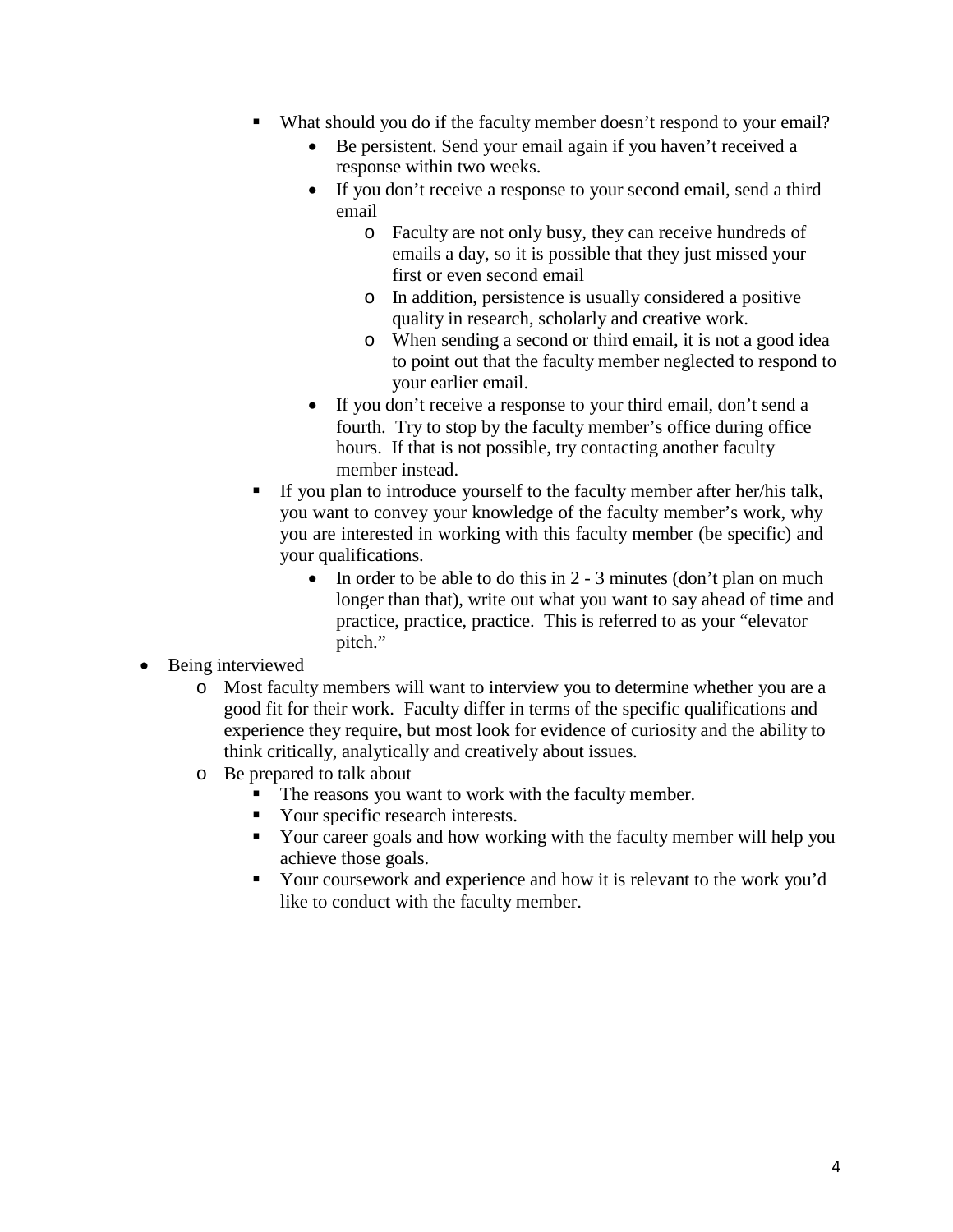- What should you do if the faculty member doesn't respond to your email?
      - Be persistent. Send your email again if you haven't received a response within two weeks.
      - If you don't receive a response to your second email, send a third email
        - Faculty are not only busy, they can receive hundreds of emails a day, so it is possible that they just missed your first or even second email
        - In addition, persistence is usually considered a positive quality in research, scholarly and creative work.
        - When sending a second or third email, it is not a good idea to point out that the faculty member neglected to respond to your earlier email.
      - If you don't receive a response to your third email, don't send a fourth. Try to stop by the faculty member's office during office hours. If that is not possible, try contacting another faculty member instead.
    - If you plan to introduce yourself to the faculty member after her/his talk, you want to convey your knowledge of the faculty member's work, why you are interested in working with this faculty member (be specific) and your qualifications.
      - In order to be able to do this in 2 - 3 minutes (don't plan on much longer than that), write out what you want to say ahead of time and practice, practice, practice. This is referred to as your "elevator pitch."

- Being interviewed
  - Most faculty members will want to interview you to determine whether you are a good fit for their work. Faculty differ in terms of the specific qualifications and experience they require, but most look for evidence of curiosity and the ability to think critically, analytically and creatively about issues.
  - Be prepared to talk about
    - The reasons you want to work with the faculty member.
    - Your specific research interests.
    - Your career goals and how working with the faculty member will help you achieve those goals.
    - Your coursework and experience and how it is relevant to the work you'd like to conduct with the faculty member.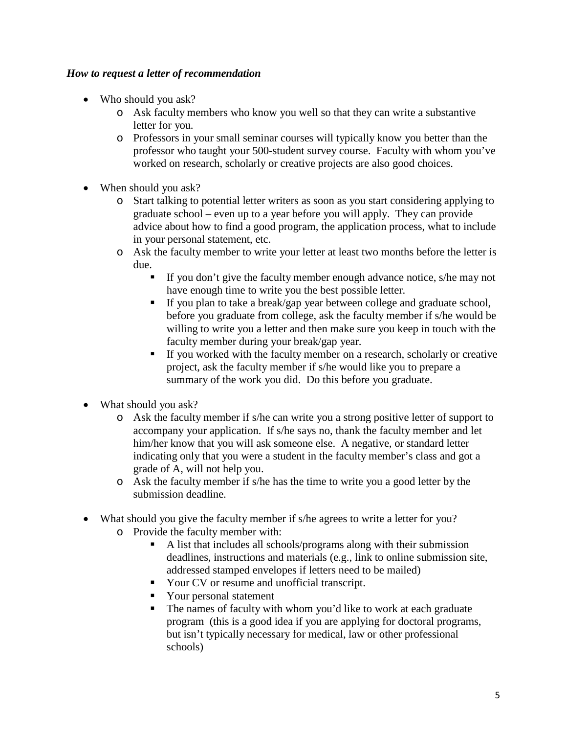***How to request a letter of recommendation***

- Who should you ask?
  - Ask faculty members who know you well so that they can write a substantive letter for you.
  - Professors in your small seminar courses will typically know you better than the professor who taught your 500-student survey course. Faculty with whom you've worked on research, scholarly or creative projects are also good choices.

- When should you ask?
  - Start talking to potential letter writers as soon as you start considering applying to graduate school – even up to a year before you will apply. They can provide advice about how to find a good program, the application process, what to include in your personal statement, etc.
  - Ask the faculty member to write your letter at least two months before the letter is due.
    - If you don't give the faculty member enough advance notice, s/he may not have enough time to write you the best possible letter.
    - If you plan to take a break/gap year between college and graduate school, before you graduate from college, ask the faculty member if s/he would be willing to write you a letter and then make sure you keep in touch with the faculty member during your break/gap year.
    - If you worked with the faculty member on a research, scholarly or creative project, ask the faculty member if s/he would like you to prepare a summary of the work you did. Do this before you graduate.

- What should you ask?
  - Ask the faculty member if s/he can write you a strong positive letter of support to accompany your application. If s/he says no, thank the faculty member and let him/her know that you will ask someone else. A negative, or standard letter indicating only that you were a student in the faculty member's class and got a grade of A, will not help you.
  - Ask the faculty member if s/he has the time to write you a good letter by the submission deadline.

- What should you give the faculty member if s/he agrees to write a letter for you?
  - Provide the faculty member with:
    - A list that includes all schools/programs along with their submission deadlines, instructions and materials (e.g., link to online submission site, addressed stamped envelopes if letters need to be mailed)
    - Your CV or resume and unofficial transcript.
    - Your personal statement
    - The names of faculty with whom you'd like to work at each graduate program (this is a good idea if you are applying for doctoral programs, but isn't typically necessary for medical, law or other professional schools)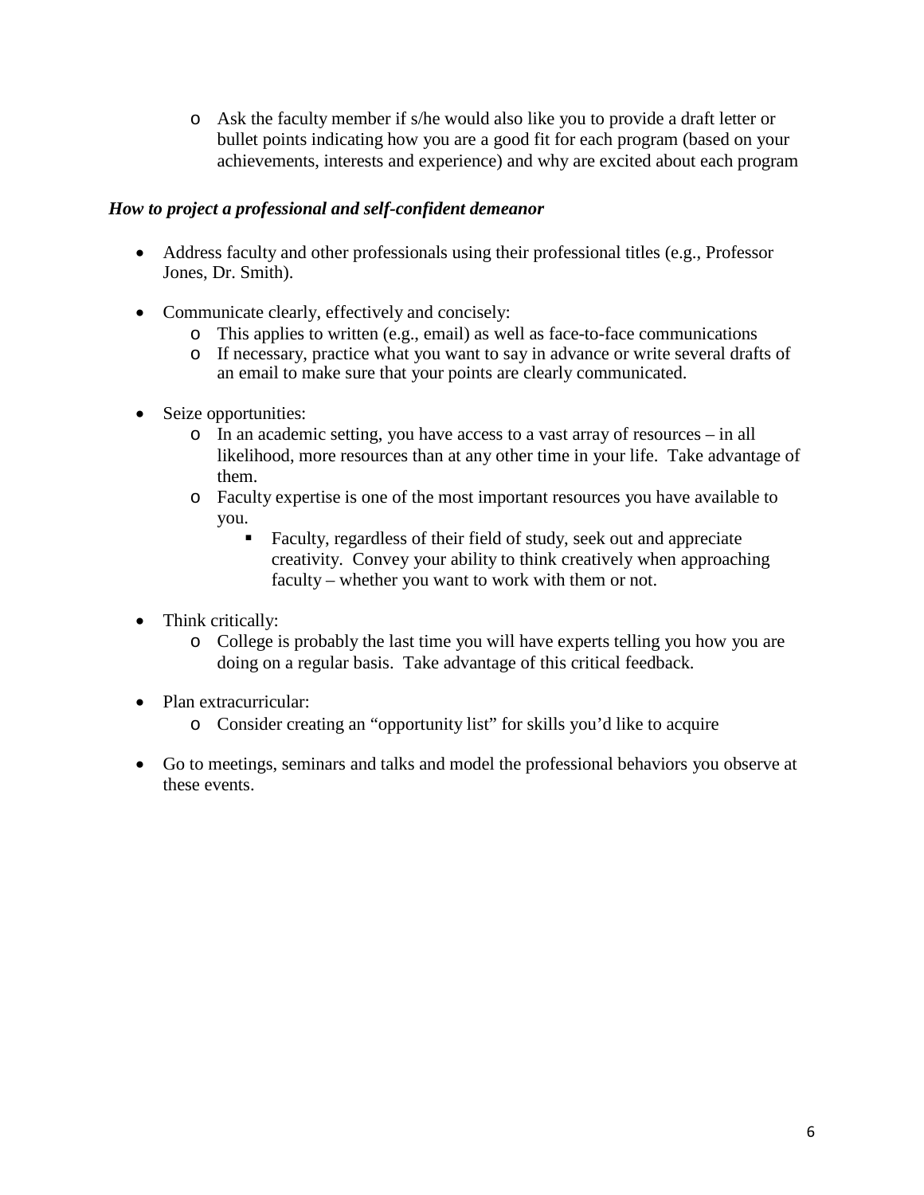- Ask the faculty member if s/he would also like you to provide a draft letter or bullet points indicating how you are a good fit for each program (based on your achievements, interests and experience) and why are excited about each program

***How to project a professional and self-confident demeanor***

- Address faculty and other professionals using their professional titles (e.g., Professor Jones, Dr. Smith).

- Communicate clearly, effectively and concisely:
    - This applies to written (e.g., email) as well as face-to-face communications
    - If necessary, practice what you want to say in advance or write several drafts of an email to make sure that your points are clearly communicated.

- Seize opportunities:
    - In an academic setting, you have access to a vast array of resources – in all likelihood, more resources than at any other time in your life. Take advantage of them.
    - Faculty expertise is one of the most important resources you have available to you.
        - Faculty, regardless of their field of study, seek out and appreciate creativity. Convey your ability to think creatively when approaching faculty – whether you want to work with them or not.

- Think critically:
    - College is probably the last time you will have experts telling you how you are doing on a regular basis. Take advantage of this critical feedback.

- Plan extracurricular:
    - Consider creating an "opportunity list" for skills you'd like to acquire

- Go to meetings, seminars and talks and model the professional behaviors you observe at these events.